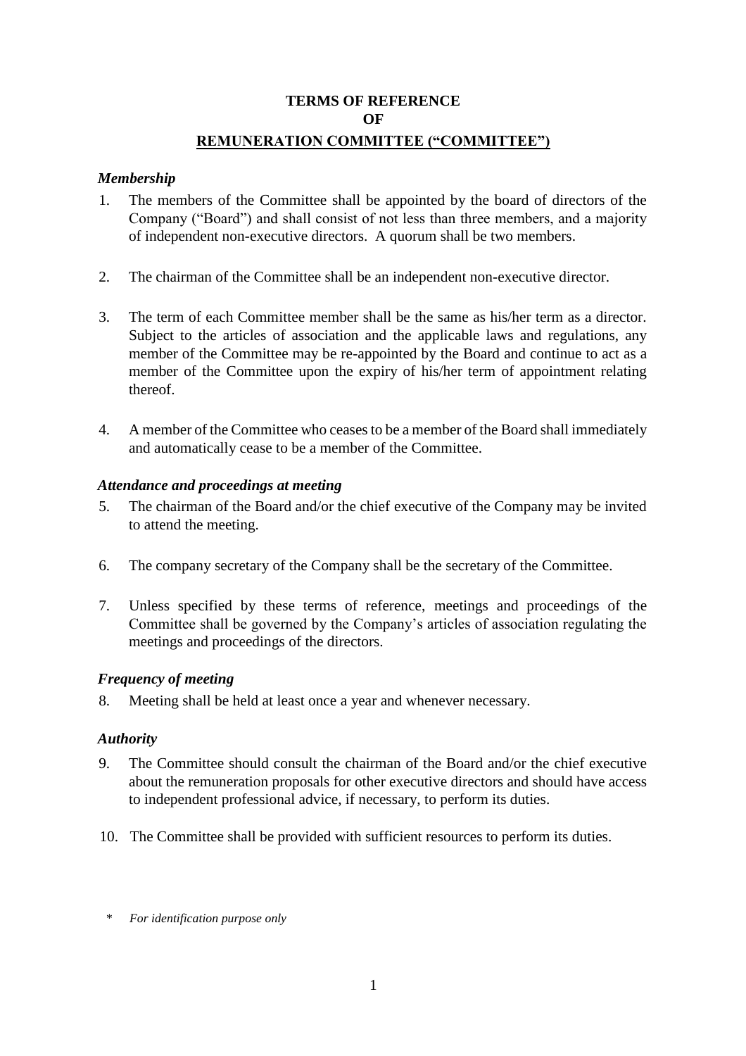# TERMS OF REFERENCE
# OF
# REMUNERATION COMMITTEE ("COMMITTEE")

### *Membership*

1. The members of the Committee shall be appointed by the board of directors of the Company ("Board") and shall consist of not less than three members, and a majority of independent non-executive directors. A quorum shall be two members.

2. The chairman of the Committee shall be an independent non-executive director.

3. The term of each Committee member shall be the same as his/her term as a director. Subject to the articles of association and the applicable laws and regulations, any member of the Committee may be re-appointed by the Board and continue to act as a member of the Committee upon the expiry of his/her term of appointment relating thereof.

4. A member of the Committee who ceases to be a member of the Board shall immediately and automatically cease to be a member of the Committee.

### *Attendance and proceedings at meeting*

5. The chairman of the Board and/or the chief executive of the Company may be invited to attend the meeting.

6. The company secretary of the Company shall be the secretary of the Committee.

7. Unless specified by these terms of reference, meetings and proceedings of the Committee shall be governed by the Company's articles of association regulating the meetings and proceedings of the directors.

### *Frequency of meeting*

8. Meeting shall be held at least once a year and whenever necessary.

### *Authority*

9. The Committee should consult the chairman of the Board and/or the chief executive about the remuneration proposals for other executive directors and should have access to independent professional advice, if necessary, to perform its duties.

10. The Committee shall be provided with sufficient resources to perform its duties.

\* *For identification purpose only*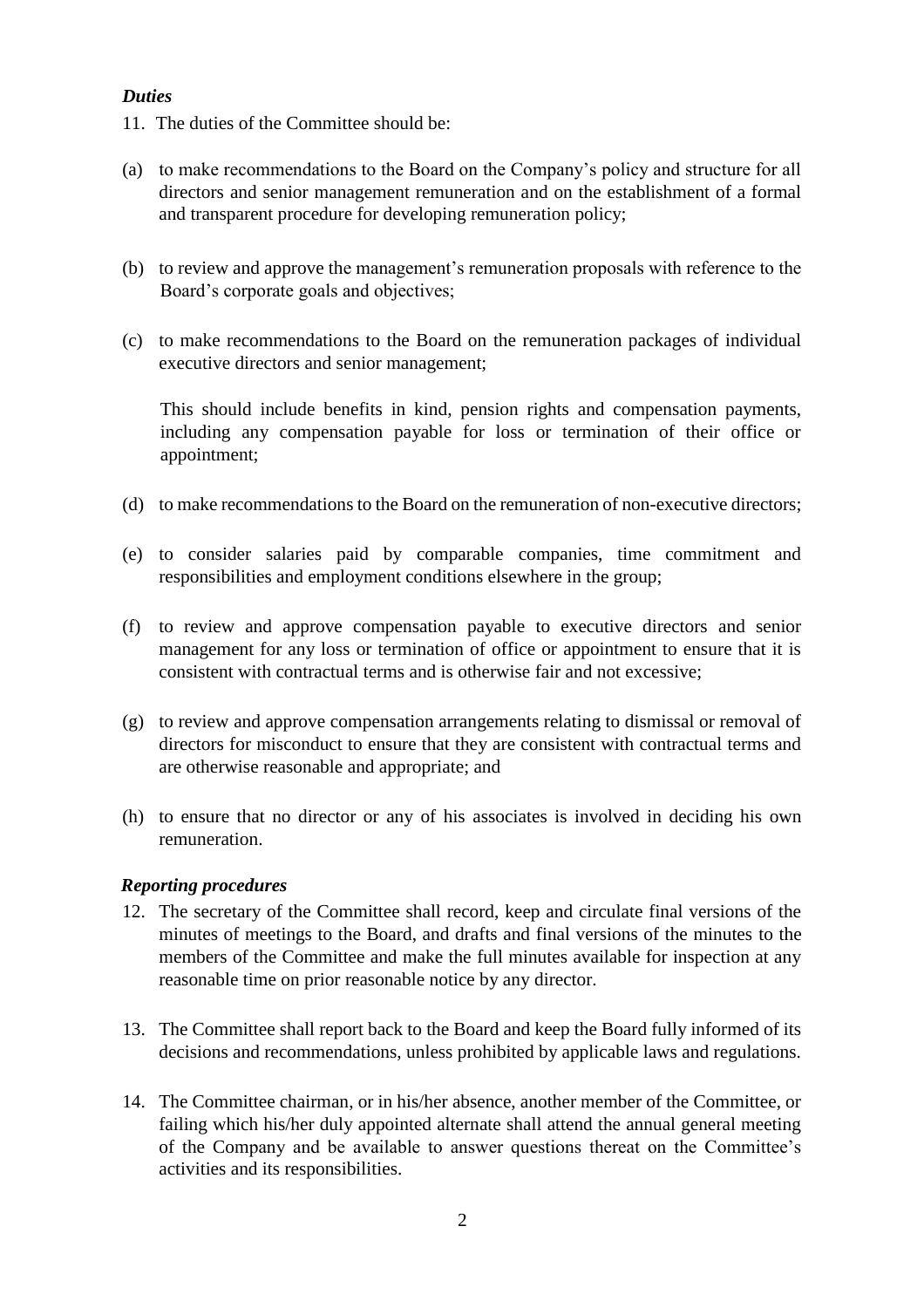### *Duties*

11. The duties of the Committee should be:

(a) to make recommendations to the Board on the Company's policy and structure for all directors and senior management remuneration and on the establishment of a formal and transparent procedure for developing remuneration policy;

(b) to review and approve the management's remuneration proposals with reference to the Board's corporate goals and objectives;

(c) to make recommendations to the Board on the remuneration packages of individual executive directors and senior management;

This should include benefits in kind, pension rights and compensation payments, including any compensation payable for loss or termination of their office or appointment;

(d) to make recommendations to the Board on the remuneration of non-executive directors;

(e) to consider salaries paid by comparable companies, time commitment and responsibilities and employment conditions elsewhere in the group;

(f) to review and approve compensation payable to executive directors and senior management for any loss or termination of office or appointment to ensure that it is consistent with contractual terms and is otherwise fair and not excessive;

(g) to review and approve compensation arrangements relating to dismissal or removal of directors for misconduct to ensure that they are consistent with contractual terms and are otherwise reasonable and appropriate; and

(h) to ensure that no director or any of his associates is involved in deciding his own remuneration.

### *Reporting procedures*

12. The secretary of the Committee shall record, keep and circulate final versions of the minutes of meetings to the Board, and drafts and final versions of the minutes to the members of the Committee and make the full minutes available for inspection at any reasonable time on prior reasonable notice by any director.

13. The Committee shall report back to the Board and keep the Board fully informed of its decisions and recommendations, unless prohibited by applicable laws and regulations.

14. The Committee chairman, or in his/her absence, another member of the Committee, or failing which his/her duly appointed alternate shall attend the annual general meeting of the Company and be available to answer questions thereat on the Committee's activities and its responsibilities.